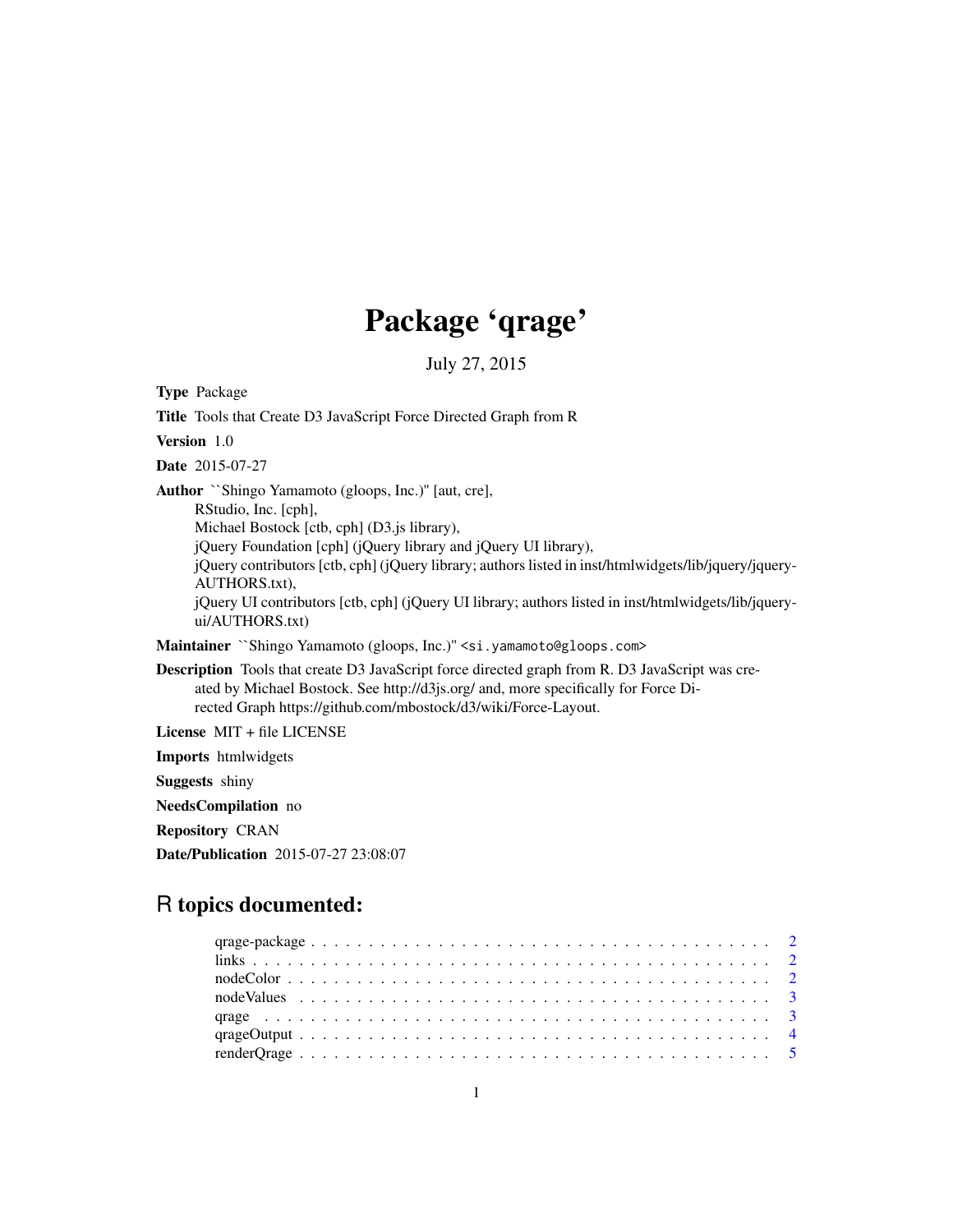# Package 'qrage'

July 27, 2015

**Type** Package

**Title** Tools that Create D3 JavaScript Force Directed Graph from R

**Version** 1.0

**Date** 2015-07-27

**Author** ``Shingo Yamamoto (gloops, Inc.)'' [aut, cre],
RStudio, Inc. [cph],
Michael Bostock [ctb, cph] (D3.js library),
jQuery Foundation [cph] (jQuery library and jQuery UI library),
jQuery contributors [ctb, cph] (jQuery library; authors listed in inst/htmlwidgets/lib/jquery/jquery-AUTHORS.txt),
jQuery UI contributors [ctb, cph] (jQuery UI library; authors listed in inst/htmlwidgets/lib/jquery-ui/AUTHORS.txt)

**Maintainer** ``Shingo Yamamoto (gloops, Inc.)'' <si.yamamoto@gloops.com>

**Description** Tools that create D3 JavaScript force directed graph from R. D3 JavaScript was created by Michael Bostock. See http://d3js.org/ and, more specifically for Force Directed Graph https://github.com/mbostock/d3/wiki/Force-Layout.

**License** MIT + file LICENSE

**Imports** htmlwidgets

**Suggests** shiny

**NeedsCompilation** no

**Repository** CRAN

**Date/Publication** 2015-07-27 23:08:07

## R topics documented:

- qrage-package . . . . . . . . . . . . . . . . . . . . . . . . . . . . . . . . . . . . . . 2
- links . . . . . . . . . . . . . . . . . . . . . . . . . . . . . . . . . . . . . . . . . . . 2
- nodeColor . . . . . . . . . . . . . . . . . . . . . . . . . . . . . . . . . . . . . . . . 2
- nodeValues . . . . . . . . . . . . . . . . . . . . . . . . . . . . . . . . . . . . . . . 3
- qrage . . . . . . . . . . . . . . . . . . . . . . . . . . . . . . . . . . . . . . . . . . 3
- qrageOutput . . . . . . . . . . . . . . . . . . . . . . . . . . . . . . . . . . . . . . 4
- renderQrage . . . . . . . . . . . . . . . . . . . . . . . . . . . . . . . . . . . . . . 5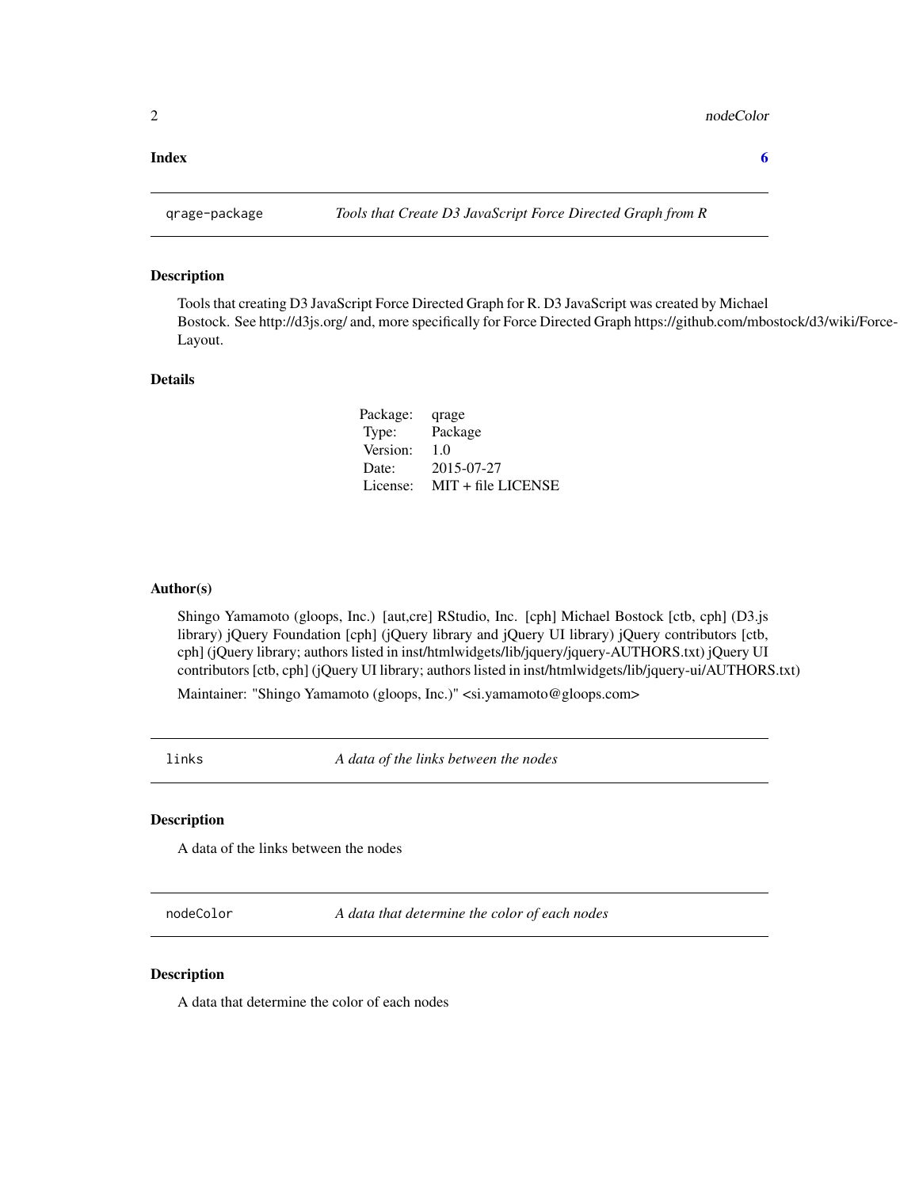**Index** **6**

---

`qrage-package` *Tools that Create D3 JavaScript Force Directed Graph from R*

---

### Description

Tools that creating D3 JavaScript Force Directed Graph for R. D3 JavaScript was created by Michael Bostock. See http://d3js.org/ and, more specifically for Force Directed Graph https://github.com/mbostock/d3/wiki/Force-Layout.

### Details

| | |
|---|---|
| Package: | qrage |
| Type: | Package |
| Version: | 1.0 |
| Date: | 2015-07-27 |
| License: | MIT + file LICENSE |

### Author(s)

Shingo Yamamoto (gloops, Inc.) [aut,cre] RStudio, Inc. [cph] Michael Bostock [ctb, cph] (D3.js library) jQuery Foundation [cph] (jQuery library and jQuery UI library) jQuery contributors [ctb, cph] (jQuery library; authors listed in inst/htmlwidgets/lib/jquery/jquery-AUTHORS.txt) jQuery UI contributors [ctb, cph] (jQuery UI library; authors listed in inst/htmlwidgets/lib/jquery-ui/AUTHORS.txt)

Maintainer: "Shingo Yamamoto (gloops, Inc.)" <si.yamamoto@gloops.com>

---

`links` *A data of the links between the nodes*

---

### Description

A data of the links between the nodes

---

`nodeColor` *A data that determine the color of each nodes*

---

### Description

A data that determine the color of each nodes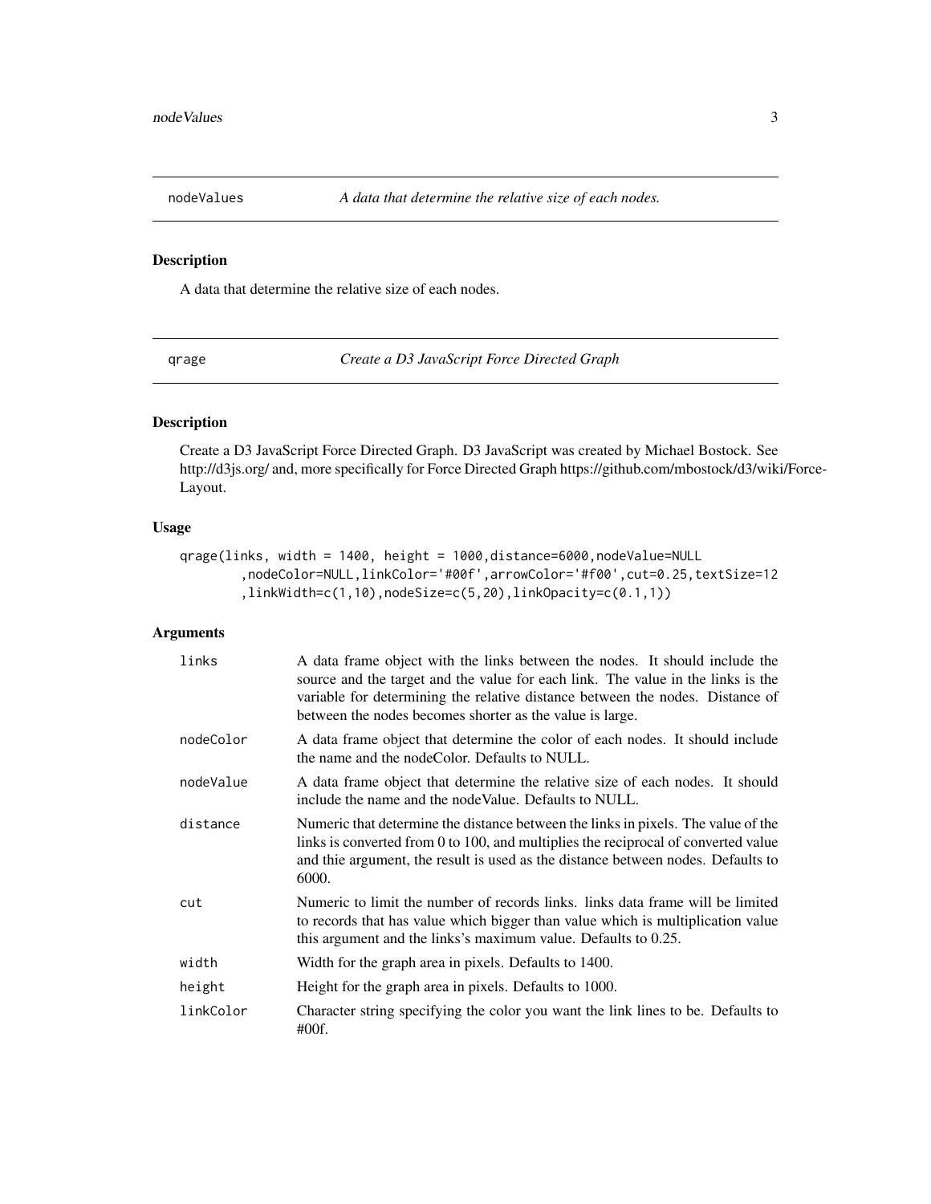## nodeValues *A data that determine the relative size of each nodes.*

### Description

A data that determine the relative size of each nodes.

## qrage *Create a D3 JavaScript Force Directed Graph*

### Description

Create a D3 JavaScript Force Directed Graph. D3 JavaScript was created by Michael Bostock. See http://d3js.org/ and, more specifically for Force Directed Graph https://github.com/mbostock/d3/wiki/Force-Layout.

### Usage

```
qrage(links, width = 1400, height = 1000,distance=6000,nodeValue=NULL
      ,nodeColor=NULL,linkColor='#00f',arrowColor='#f00',cut=0.25,textSize=12
      ,linkWidth=c(1,10),nodeSize=c(5,20),linkOpacity=c(0.1,1))
```

### Arguments

| | |
|---|---|
| `links` | A data frame object with the links between the nodes. It should include the source and the target and the value for each link. The value in the links is the variable for determining the relative distance between the nodes. Distance of between the nodes becomes shorter as the value is large. |
| `nodeColor` | A data frame object that determine the color of each nodes. It should include the name and the nodeColor. Defaults to NULL. |
| `nodeValue` | A data frame object that determine the relative size of each nodes. It should include the name and the nodeValue. Defaults to NULL. |
| `distance` | Numeric that determine the distance between the links in pixels. The value of the links is converted from 0 to 100, and multiplies the reciprocal of converted value and thie argument, the result is used as the distance between nodes. Defaults to 6000. |
| `cut` | Numeric to limit the number of records links. links data frame will be limited to records that has value which bigger than value which is multiplication value this argument and the links's maximum value. Defaults to 0.25. |
| `width` | Width for the graph area in pixels. Defaults to 1400. |
| `height` | Height for the graph area in pixels. Defaults to 1000. |
| `linkColor` | Character string specifying the color you want the link lines to be. Defaults to #00f. |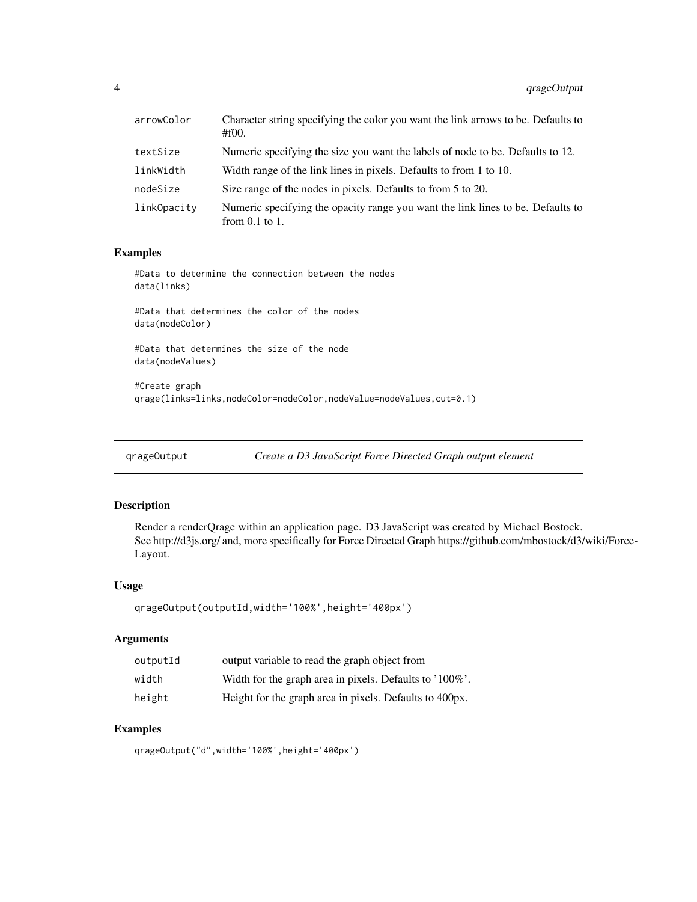| | |
|---|---|
| arrowColor | Character string specifying the color you want the link arrows to be. Defaults to #f00. |
| textSize | Numeric specifying the size you want the labels of node to be. Defaults to 12. |
| linkWidth | Width range of the link lines in pixels. Defaults to from 1 to 10. |
| nodeSize | Size range of the nodes in pixels. Defaults to from 5 to 20. |
| linkOpacity | Numeric specifying the opacity range you want the link lines to be. Defaults to from 0.1 to 1. |

### Examples

```
#Data to determine the connection between the nodes
data(links)

#Data that determines the color of the nodes
data(nodeColor)

#Data that determines the size of the node
data(nodeValues)

#Create graph
qrage(links=links,nodeColor=nodeColor,nodeValue=nodeValues,cut=0.1)
```

---

## qrageOutput — *Create a D3 JavaScript Force Directed Graph output element*

### Description

Render a renderQrage within an application page. D3 JavaScript was created by Michael Bostock. See http://d3js.org/ and, more specifically for Force Directed Graph https://github.com/mbostock/d3/wiki/Force-Layout.

### Usage

```
qrageOutput(outputId,width='100%',height='400px')
```

### Arguments

| | |
|---|---|
| outputId | output variable to read the graph object from |
| width | Width for the graph area in pixels. Defaults to '100%'. |
| height | Height for the graph area in pixels. Defaults to 400px. |

### Examples

```
qrageOutput("d",width='100%',height='400px')
```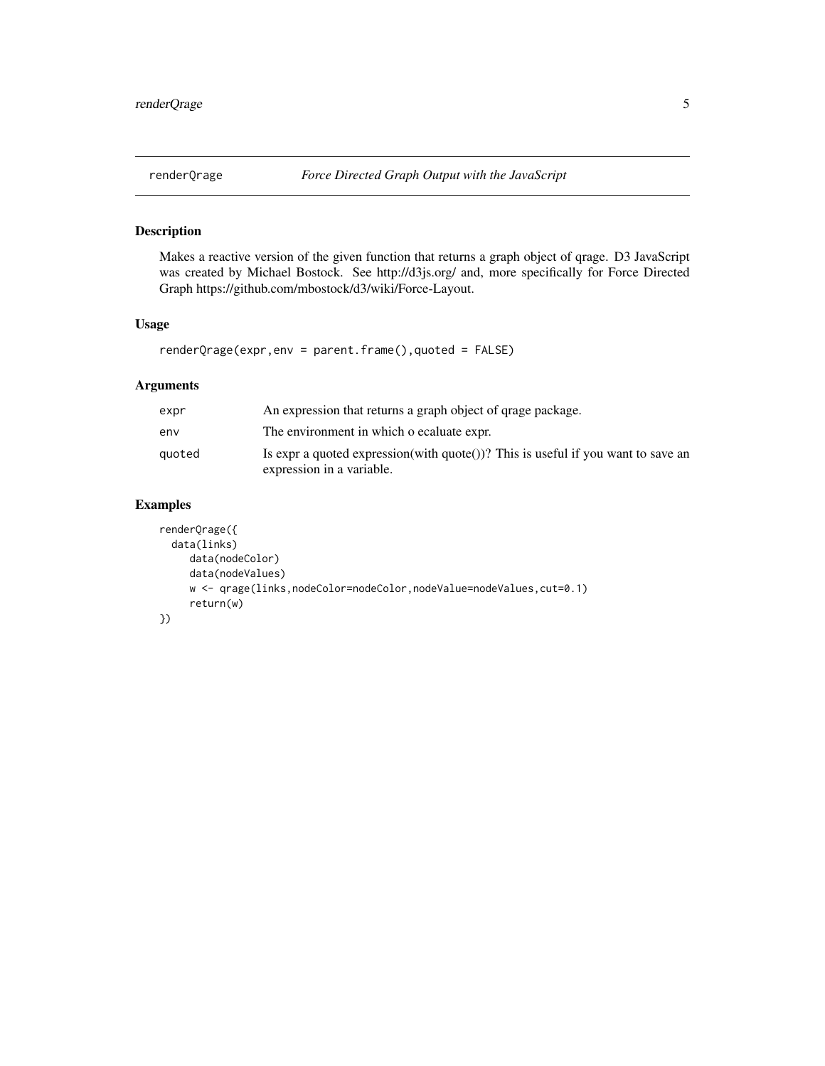## renderQrage — *Force Directed Graph Output with the JavaScript*

### Description

Makes a reactive version of the given function that returns a graph object of qrage. D3 JavaScript was created by Michael Bostock. See http://d3js.org/ and, more specifically for Force Directed Graph https://github.com/mbostock/d3/wiki/Force-Layout.

### Usage

```
renderQrage(expr,env = parent.frame(),quoted = FALSE)
```

### Arguments

| | |
|---|---|
| `expr` | An expression that returns a graph object of qrage package. |
| `env` | The environment in which o ecaluate expr. |
| `quoted` | Is expr a quoted expression(with quote())? This is useful if you want to save an expression in a variable. |

### Examples

```
renderQrage({
  data(links)
     data(nodeColor)
     data(nodeValues)
     w <- qrage(links,nodeColor=nodeColor,nodeValue=nodeValues,cut=0.1)
     return(w)
})
```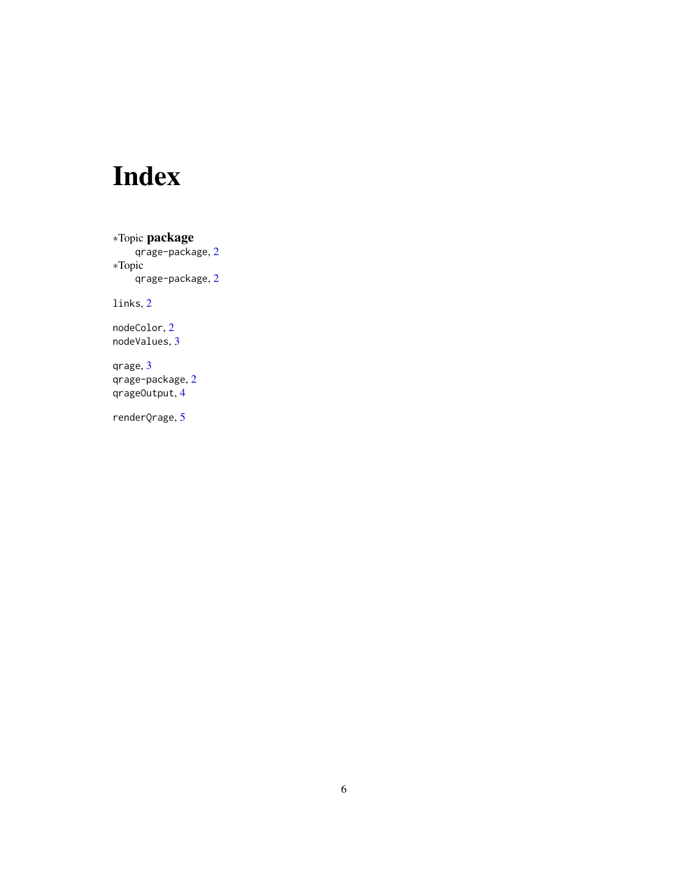# Index

*Topic **package**
    `qrage-package`, 2
*Topic
    `qrage-package`, 2

`links`, 2

`nodeColor`, 2
`nodeValues`, 3

`qrage`, 3
`qrage-package`, 2
`qrageOutput`, 4

`renderQrage`, 5